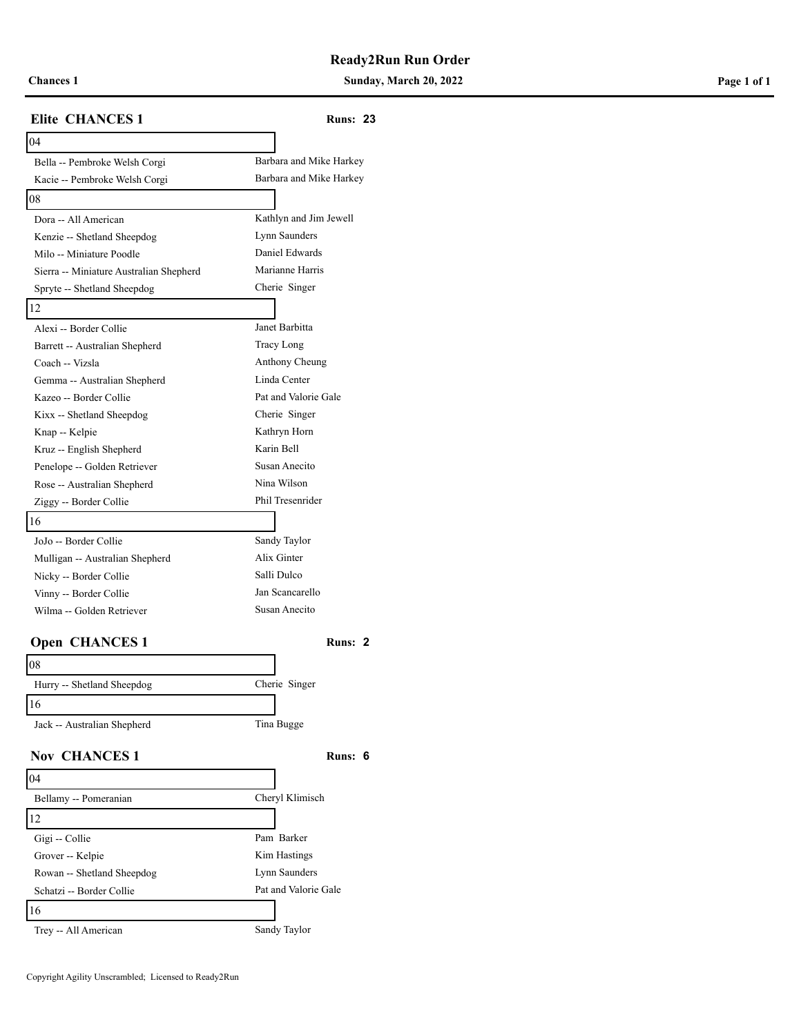# Ready2Run Run Order

**Chances 1** | **Sunday, March 20, 2022**

## Elite CHANCES 1

**Runs: 23**

| 04 | |
|---|---|
| Bella -- Pembroke Welsh Corgi | Barbara and Mike Harkey |
| Kacie -- Pembroke Welsh Corgi | Barbara and Mike Harkey |

| 08 | |
|---|---|
| Dora -- All American | Kathlyn and Jim Jewell |
| Kenzie -- Shetland Sheepdog | Lynn Saunders |
| Milo -- Miniature Poodle | Daniel Edwards |
| Sierra -- Miniature Australian Shepherd | Marianne Harris |
| Spryte -- Shetland Sheepdog | Cherie Singer |

| 12 | |
|---|---|
| Alexi -- Border Collie | Janet Barbitta |
| Barrett -- Australian Shepherd | Tracy Long |
| Coach -- Vizsla | Anthony Cheung |
| Gemma -- Australian Shepherd | Linda Center |
| Kazeo -- Border Collie | Pat and Valorie Gale |
| Kixx -- Shetland Sheepdog | Cherie Singer |
| Knap -- Kelpie | Kathryn Horn |
| Kruz -- English Shepherd | Karin Bell |
| Penelope -- Golden Retriever | Susan Anecito |
| Rose -- Australian Shepherd | Nina Wilson |
| Ziggy -- Border Collie | Phil Tresenrider |

| 16 | |
|---|---|
| JoJo -- Border Collie | Sandy Taylor |
| Mulligan -- Australian Shepherd | Alix Ginter |
| Nicky -- Border Collie | Salli Dulco |
| Vinny -- Border Collie | Jan Scancarello |
| Wilma -- Golden Retriever | Susan Anecito |

## Open CHANCES 1

**Runs: 2**

| 08 | |
|---|---|
| Hurry -- Shetland Sheepdog | Cherie Singer |

| 16 | |
|---|---|
| Jack -- Australian Shepherd | Tina Bugge |

## Nov CHANCES 1

**Runs: 6**

| 04 | |
|---|---|
| Bellamy -- Pomeranian | Cheryl Klimisch |

| 12 | |
|---|---|
| Gigi -- Collie | Pam Barker |
| Grover -- Kelpie | Kim Hastings |
| Rowan -- Shetland Sheepdog | Lynn Saunders |
| Schatzi -- Border Collie | Pat and Valorie Gale |

| 16 | |
|---|---|
| Trey -- All American | Sandy Taylor |

Copyright Agility Unscrambled; Licensed to Ready2Run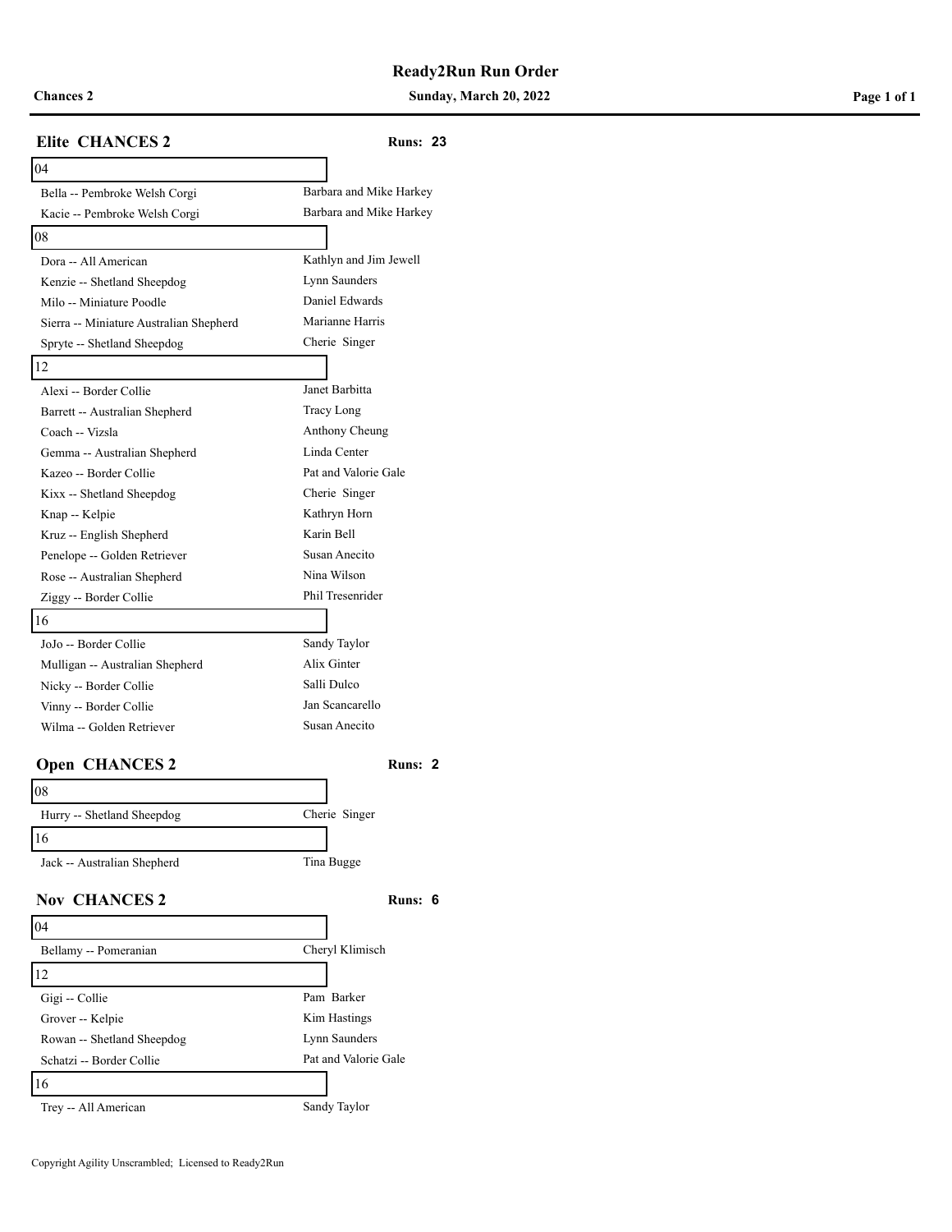# Ready2Run Run Order

**Chances 2** — **Sunday, March 20, 2022**

## Elite CHANCES 2

**Runs: 23**

### 04

| Dog | Handler |
| --- | --- |
| Bella -- Pembroke Welsh Corgi | Barbara and Mike Harkey |
| Kacie -- Pembroke Welsh Corgi | Barbara and Mike Harkey |

### 08

| Dog | Handler |
| --- | --- |
| Dora -- All American | Kathlyn and Jim Jewell |
| Kenzie -- Shetland Sheepdog | Lynn Saunders |
| Milo -- Miniature Poodle | Daniel Edwards |
| Sierra -- Miniature Australian Shepherd | Marianne Harris |
| Spryte -- Shetland Sheepdog | Cherie Singer |

### 12

| Dog | Handler |
| --- | --- |
| Alexi -- Border Collie | Janet Barbitta |
| Barrett -- Australian Shepherd | Tracy Long |
| Coach -- Vizsla | Anthony Cheung |
| Gemma -- Australian Shepherd | Linda Center |
| Kazeo -- Border Collie | Pat and Valorie Gale |
| Kixx -- Shetland Sheepdog | Cherie Singer |
| Knap -- Kelpie | Kathryn Horn |
| Kruz -- English Shepherd | Karin Bell |
| Penelope -- Golden Retriever | Susan Anecito |
| Rose -- Australian Shepherd | Nina Wilson |
| Ziggy -- Border Collie | Phil Tresenrider |

### 16

| Dog | Handler |
| --- | --- |
| JoJo -- Border Collie | Sandy Taylor |
| Mulligan -- Australian Shepherd | Alix Ginter |
| Nicky -- Border Collie | Salli Dulco |
| Vinny -- Border Collie | Jan Scancarello |
| Wilma -- Golden Retriever | Susan Anecito |

## Open CHANCES 2

**Runs: 2**

### 08

| Dog | Handler |
| --- | --- |
| Hurry -- Shetland Sheepdog | Cherie Singer |

### 16

| Dog | Handler |
| --- | --- |
| Jack -- Australian Shepherd | Tina Bugge |

## Nov CHANCES 2

**Runs: 6**

### 04

| Dog | Handler |
| --- | --- |
| Bellamy -- Pomeranian | Cheryl Klimisch |

### 12

| Dog | Handler |
| --- | --- |
| Gigi -- Collie | Pam Barker |
| Grover -- Kelpie | Kim Hastings |
| Rowan -- Shetland Sheepdog | Lynn Saunders |
| Schatzi -- Border Collie | Pat and Valorie Gale |

### 16

| Dog | Handler |
| --- | --- |
| Trey -- All American | Sandy Taylor |

Copyright Agility Unscrambled; Licensed to Ready2Run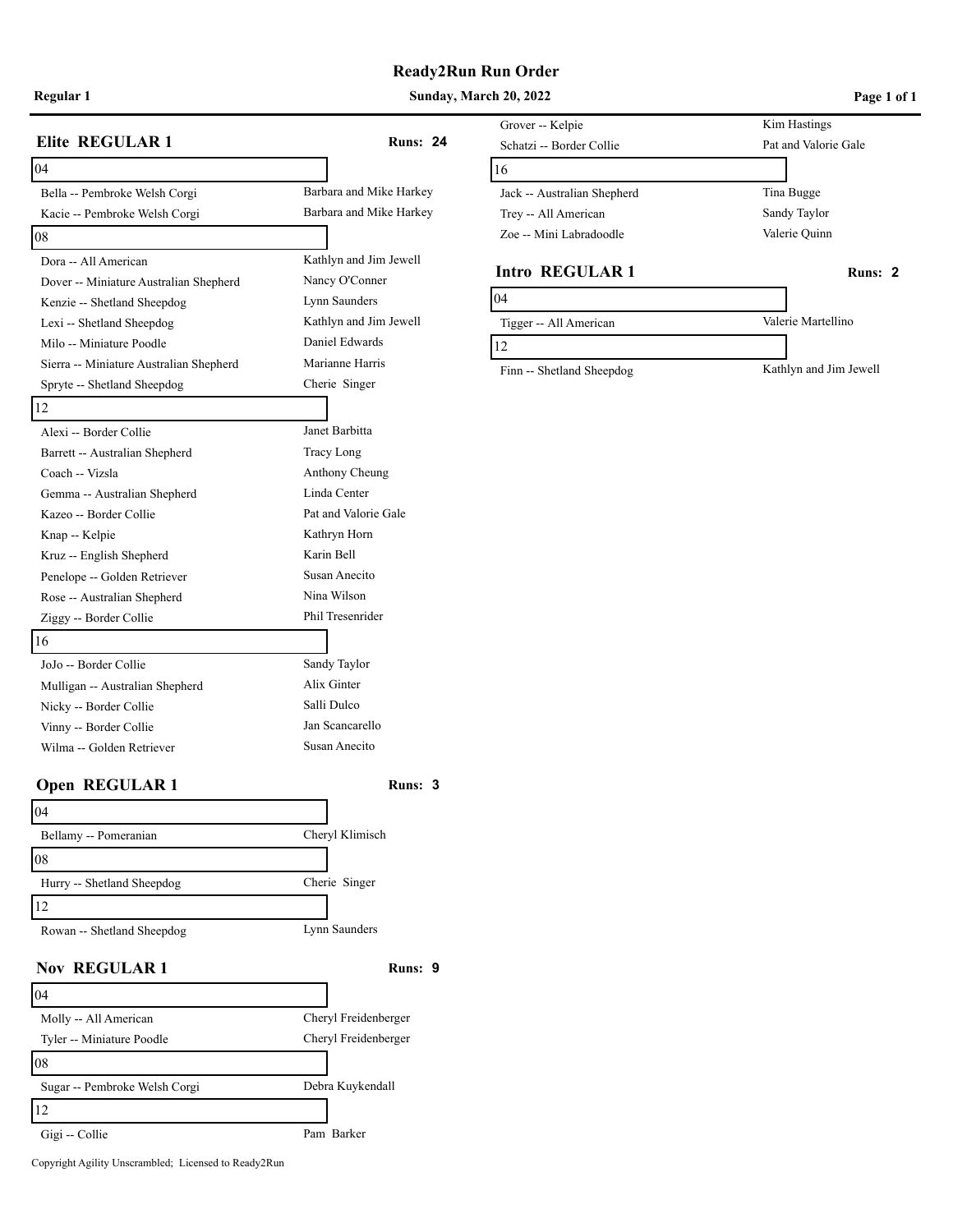# Ready2Run Run Order

**Regular 1** — **Sunday, March 20, 2022**

## Elite REGULAR 1

**Runs: 24**

**04**

| Dog | Handler |
|---|---|
| Bella -- Pembroke Welsh Corgi | Barbara and Mike Harkey |
| Kacie -- Pembroke Welsh Corgi | Barbara and Mike Harkey |

**08**

| Dog | Handler |
|---|---|
| Dora -- All American | Kathlyn and Jim Jewell |
| Dover -- Miniature Australian Shepherd | Nancy O'Conner |
| Kenzie -- Shetland Sheepdog | Lynn Saunders |
| Lexi -- Shetland Sheepdog | Kathlyn and Jim Jewell |
| Milo -- Miniature Poodle | Daniel Edwards |
| Sierra -- Miniature Australian Shepherd | Marianne Harris |
| Spryte -- Shetland Sheepdog | Cherie Singer |

**12**

| Dog | Handler |
|---|---|
| Alexi -- Border Collie | Janet Barbitta |
| Barrett -- Australian Shepherd | Tracy Long |
| Coach -- Vizsla | Anthony Cheung |
| Gemma -- Australian Shepherd | Linda Center |
| Kazeo -- Border Collie | Pat and Valorie Gale |
| Knap -- Kelpie | Kathryn Horn |
| Kruz -- English Shepherd | Karin Bell |
| Penelope -- Golden Retriever | Susan Anecito |
| Rose -- Australian Shepherd | Nina Wilson |
| Ziggy -- Border Collie | Phil Tresenrider |

**16**

| Dog | Handler |
|---|---|
| JoJo -- Border Collie | Sandy Taylor |
| Mulligan -- Australian Shepherd | Alix Ginter |
| Nicky -- Border Collie | Salli Dulco |
| Vinny -- Border Collie | Jan Scancarello |
| Wilma -- Golden Retriever | Susan Anecito |

## Open REGULAR 1

**Runs: 3**

**04**

| Dog | Handler |
|---|---|
| Bellamy -- Pomeranian | Cheryl Klimisch |

**08**

| Dog | Handler |
|---|---|
| Hurry -- Shetland Sheepdog | Cherie Singer |

**12**

| Dog | Handler |
|---|---|
| Rowan -- Shetland Sheepdog | Lynn Saunders |

## Nov REGULAR 1

**Runs: 9**

**04**

| Dog | Handler |
|---|---|
| Molly -- All American | Cheryl Freidenberger |
| Tyler -- Miniature Poodle | Cheryl Freidenberger |

**08**

| Dog | Handler |
|---|---|
| Sugar -- Pembroke Welsh Corgi | Debra Kuykendall |

**12**

| Dog | Handler |
|---|---|
| Gigi -- Collie | Pam Barker |
| Grover -- Kelpie | Kim Hastings |
| Schatzi -- Border Collie | Pat and Valorie Gale |

**16**

| Dog | Handler |
|---|---|
| Jack -- Australian Shepherd | Tina Bugge |
| Trey -- All American | Sandy Taylor |
| Zoe -- Mini Labradoodle | Valerie Quinn |

## Intro REGULAR 1

**Runs: 2**

**04**

| Dog | Handler |
|---|---|
| Tigger -- All American | Valerie Martellino |

**12**

| Dog | Handler |
|---|---|
| Finn -- Shetland Sheepdog | Kathlyn and Jim Jewell |

Copyright Agility Unscrambled; Licensed to Ready2Run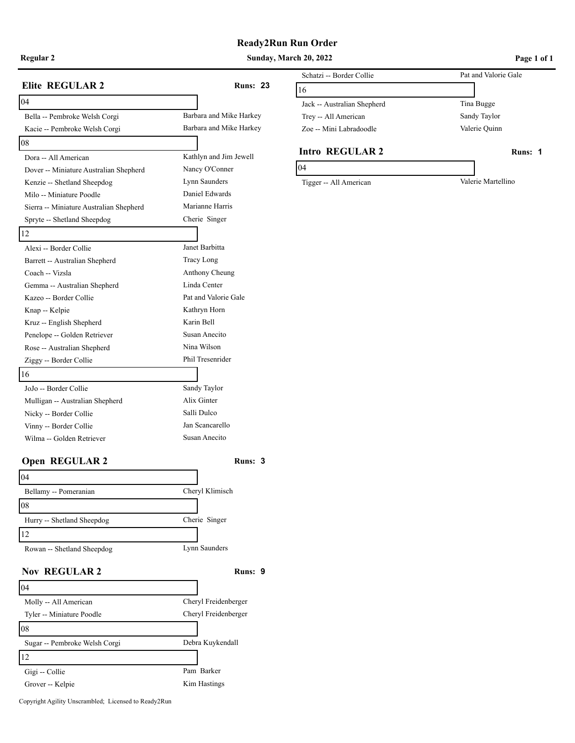# Ready2Run Run Order

**Regular 2** — **Sunday, March 20, 2022**

## Elite REGULAR 2 — Runs: 23

### 04

| Dog | Handler |
|---|---|
| Bella -- Pembroke Welsh Corgi | Barbara and Mike Harkey |
| Kacie -- Pembroke Welsh Corgi | Barbara and Mike Harkey |

### 08

| Dog | Handler |
|---|---|
| Dora -- All American | Kathlyn and Jim Jewell |
| Dover -- Miniature Australian Shepherd | Nancy O'Conner |
| Kenzie -- Shetland Sheepdog | Lynn Saunders |
| Milo -- Miniature Poodle | Daniel Edwards |
| Sierra -- Miniature Australian Shepherd | Marianne Harris |
| Spryte -- Shetland Sheepdog | Cherie Singer |

### 12

| Dog | Handler |
|---|---|
| Alexi -- Border Collie | Janet Barbitta |
| Barrett -- Australian Shepherd | Tracy Long |
| Coach -- Vizsla | Anthony Cheung |
| Gemma -- Australian Shepherd | Linda Center |
| Kazeo -- Border Collie | Pat and Valorie Gale |
| Knap -- Kelpie | Kathryn Horn |
| Kruz -- English Shepherd | Karin Bell |
| Penelope -- Golden Retriever | Susan Anecito |
| Rose -- Australian Shepherd | Nina Wilson |
| Ziggy -- Border Collie | Phil Tresenrider |

### 16

| Dog | Handler |
|---|---|
| JoJo -- Border Collie | Sandy Taylor |
| Mulligan -- Australian Shepherd | Alix Ginter |
| Nicky -- Border Collie | Salli Dulco |
| Vinny -- Border Collie | Jan Scancarello |
| Wilma -- Golden Retriever | Susan Anecito |

## Open REGULAR 2 — Runs: 3

### 04

| Dog | Handler |
|---|---|
| Bellamy -- Pomeranian | Cheryl Klimisch |

### 08

| Dog | Handler |
|---|---|
| Hurry -- Shetland Sheepdog | Cherie Singer |

### 12

| Dog | Handler |
|---|---|
| Rowan -- Shetland Sheepdog | Lynn Saunders |

## Nov REGULAR 2 — Runs: 9

### 04

| Dog | Handler |
|---|---|
| Molly -- All American | Cheryl Freidenberger |
| Tyler -- Miniature Poodle | Cheryl Freidenberger |

### 08

| Dog | Handler |
|---|---|
| Sugar -- Pembroke Welsh Corgi | Debra Kuykendall |

### 12

| Dog | Handler |
|---|---|
| Gigi -- Collie | Pam Barker |
| Grover -- Kelpie | Kim Hastings |
| Schatzi -- Border Collie | Pat and Valorie Gale |

### 16

| Dog | Handler |
|---|---|
| Jack -- Australian Shepherd | Tina Bugge |
| Trey -- All American | Sandy Taylor |
| Zoe -- Mini Labradoodle | Valerie Quinn |

## Intro REGULAR 2 — Runs: 1

### 04

| Dog | Handler |
|---|---|
| Tigger -- All American | Valerie Martellino |

Copyright Agility Unscrambled; Licensed to Ready2Run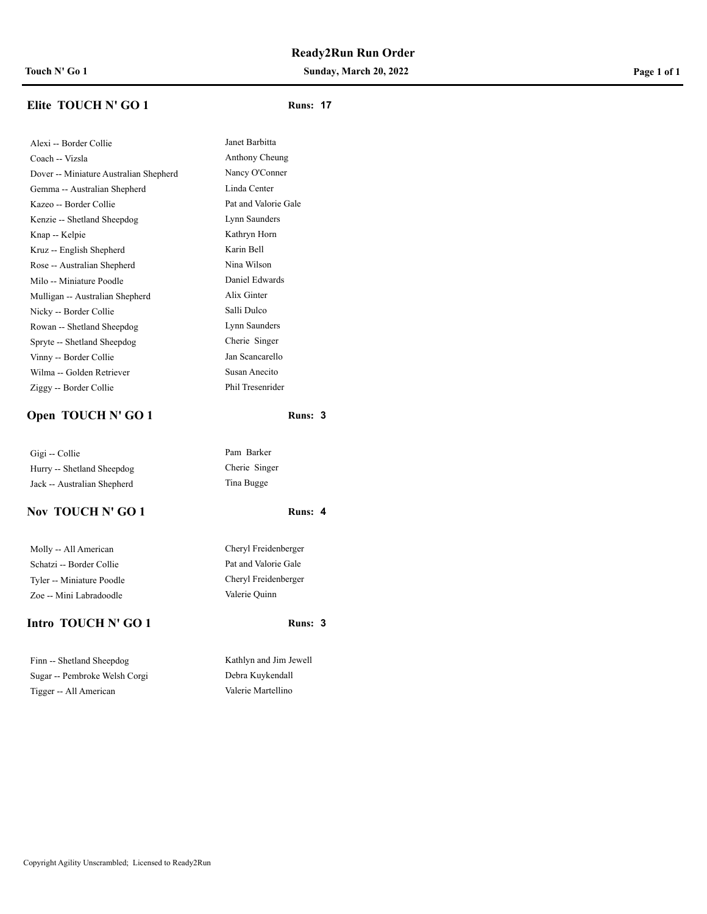# Ready2Run Run Order

**Touch N' Go 1** | **Sunday, March 20, 2022**

## Elite TOUCH N' GO 1

**Runs: 17**

| Dog | Handler |
|---|---|
| Alexi -- Border Collie | Janet Barbitta |
| Coach -- Vizsla | Anthony Cheung |
| Dover -- Miniature Australian Shepherd | Nancy O'Conner |
| Gemma -- Australian Shepherd | Linda Center |
| Kazeo -- Border Collie | Pat and Valorie Gale |
| Kenzie -- Shetland Sheepdog | Lynn Saunders |
| Knap -- Kelpie | Kathryn Horn |
| Kruz -- English Shepherd | Karin Bell |
| Rose -- Australian Shepherd | Nina Wilson |
| Milo -- Miniature Poodle | Daniel Edwards |
| Mulligan -- Australian Shepherd | Alix Ginter |
| Nicky -- Border Collie | Salli Dulco |
| Rowan -- Shetland Sheepdog | Lynn Saunders |
| Spryte -- Shetland Sheepdog | Cherie Singer |
| Vinny -- Border Collie | Jan Scancarello |
| Wilma -- Golden Retriever | Susan Anecito |
| Ziggy -- Border Collie | Phil Tresenrider |

## Open TOUCH N' GO 1

**Runs: 3**

| Dog | Handler |
|---|---|
| Gigi -- Collie | Pam Barker |
| Hurry -- Shetland Sheepdog | Cherie Singer |
| Jack -- Australian Shepherd | Tina Bugge |

## Nov TOUCH N' GO 1

**Runs: 4**

| Dog | Handler |
|---|---|
| Molly -- All American | Cheryl Freidenberger |
| Schatzi -- Border Collie | Pat and Valorie Gale |
| Tyler -- Miniature Poodle | Cheryl Freidenberger |
| Zoe -- Mini Labradoodle | Valerie Quinn |

## Intro TOUCH N' GO 1

**Runs: 3**

| Dog | Handler |
|---|---|
| Finn -- Shetland Sheepdog | Kathlyn and Jim Jewell |
| Sugar -- Pembroke Welsh Corgi | Debra Kuykendall |
| Tigger -- All American | Valerie Martellino |

Copyright Agility Unscrambled; Licensed to Ready2Run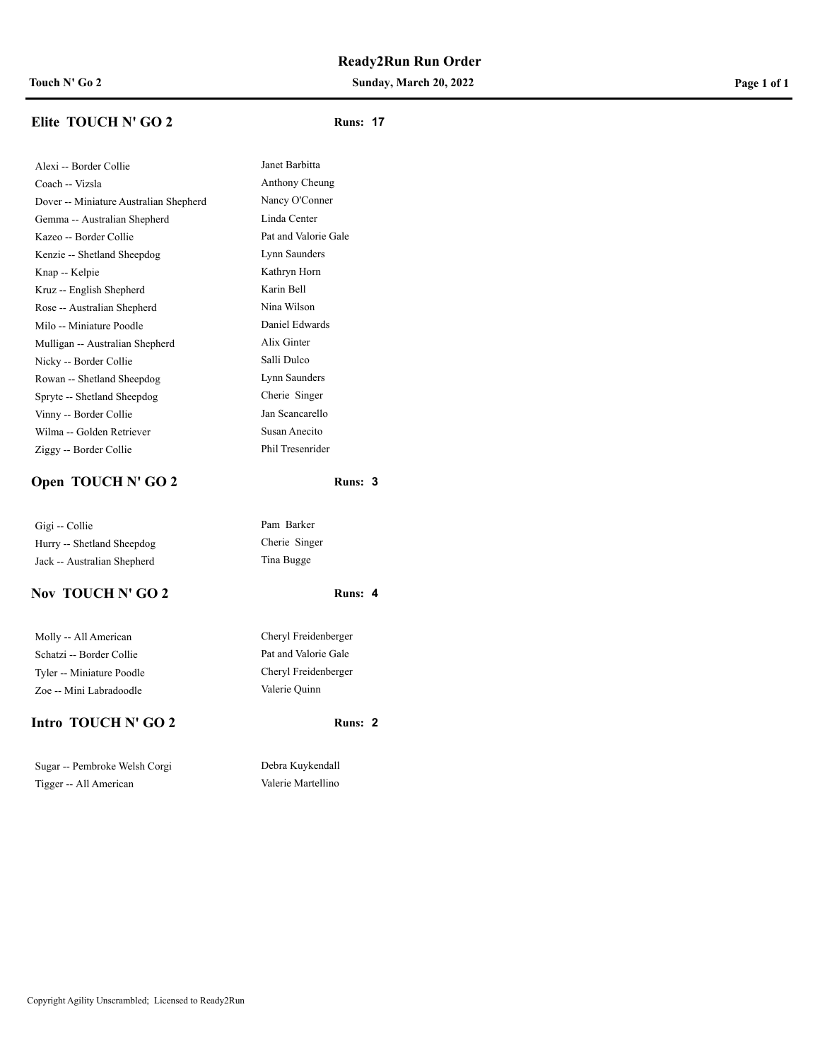# Ready2Run Run Order

**Touch N' Go 2** — **Sunday, March 20, 2022**

## Elite TOUCH N' GO 2

**Runs: 17**

| Dog | Handler |
|---|---|
| Alexi -- Border Collie | Janet Barbitta |
| Coach -- Vizsla | Anthony Cheung |
| Dover -- Miniature Australian Shepherd | Nancy O'Conner |
| Gemma -- Australian Shepherd | Linda Center |
| Kazeo -- Border Collie | Pat and Valorie Gale |
| Kenzie -- Shetland Sheepdog | Lynn Saunders |
| Knap -- Kelpie | Kathryn Horn |
| Kruz -- English Shepherd | Karin Bell |
| Rose -- Australian Shepherd | Nina Wilson |
| Milo -- Miniature Poodle | Daniel Edwards |
| Mulligan -- Australian Shepherd | Alix Ginter |
| Nicky -- Border Collie | Salli Dulco |
| Rowan -- Shetland Sheepdog | Lynn Saunders |
| Spryte -- Shetland Sheepdog | Cherie Singer |
| Vinny -- Border Collie | Jan Scancarello |
| Wilma -- Golden Retriever | Susan Anecito |
| Ziggy -- Border Collie | Phil Tresenrider |

## Open TOUCH N' GO 2

**Runs: 3**

| Dog | Handler |
|---|---|
| Gigi -- Collie | Pam Barker |
| Hurry -- Shetland Sheepdog | Cherie Singer |
| Jack -- Australian Shepherd | Tina Bugge |

## Nov TOUCH N' GO 2

**Runs: 4**

| Dog | Handler |
|---|---|
| Molly -- All American | Cheryl Freidenberger |
| Schatzi -- Border Collie | Pat and Valorie Gale |
| Tyler -- Miniature Poodle | Cheryl Freidenberger |
| Zoe -- Mini Labradoodle | Valerie Quinn |

## Intro TOUCH N' GO 2

**Runs: 2**

| Dog | Handler |
|---|---|
| Sugar -- Pembroke Welsh Corgi | Debra Kuykendall |
| Tigger -- All American | Valerie Martellino |

Copyright Agility Unscrambled; Licensed to Ready2Run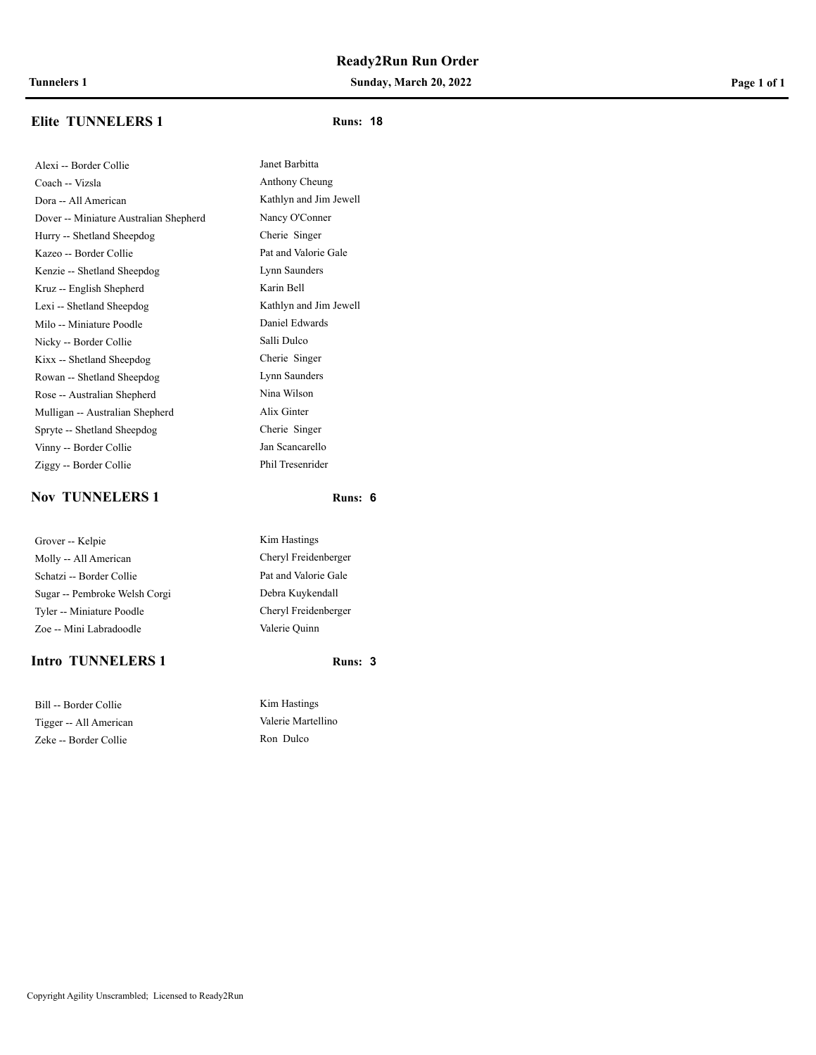# Ready2Run Run Order

**Tunnelers 1** | **Sunday, March 20, 2022**

## Elite TUNNELERS 1

**Runs: 18**

| Dog | Handler |
|---|---|
| Alexi -- Border Collie | Janet Barbitta |
| Coach -- Vizsla | Anthony Cheung |
| Dora -- All American | Kathlyn and Jim Jewell |
| Dover -- Miniature Australian Shepherd | Nancy O'Conner |
| Hurry -- Shetland Sheepdog | Cherie Singer |
| Kazeo -- Border Collie | Pat and Valorie Gale |
| Kenzie -- Shetland Sheepdog | Lynn Saunders |
| Kruz -- English Shepherd | Karin Bell |
| Lexi -- Shetland Sheepdog | Kathlyn and Jim Jewell |
| Milo -- Miniature Poodle | Daniel Edwards |
| Nicky -- Border Collie | Salli Dulco |
| Kixx -- Shetland Sheepdog | Cherie Singer |
| Rowan -- Shetland Sheepdog | Lynn Saunders |
| Rose -- Australian Shepherd | Nina Wilson |
| Mulligan -- Australian Shepherd | Alix Ginter |
| Spryte -- Shetland Sheepdog | Cherie Singer |
| Vinny -- Border Collie | Jan Scancarello |
| Ziggy -- Border Collie | Phil Tresenrider |

## Nov TUNNELERS 1

**Runs: 6**

| Dog | Handler |
|---|---|
| Grover -- Kelpie | Kim Hastings |
| Molly -- All American | Cheryl Freidenberger |
| Schatzi -- Border Collie | Pat and Valorie Gale |
| Sugar -- Pembroke Welsh Corgi | Debra Kuykendall |
| Tyler -- Miniature Poodle | Cheryl Freidenberger |
| Zoe -- Mini Labradoodle | Valerie Quinn |

## Intro TUNNELERS 1

**Runs: 3**

| Dog | Handler |
|---|---|
| Bill -- Border Collie | Kim Hastings |
| Tigger -- All American | Valerie Martellino |
| Zeke -- Border Collie | Ron Dulco |

Copyright Agility Unscrambled; Licensed to Ready2Run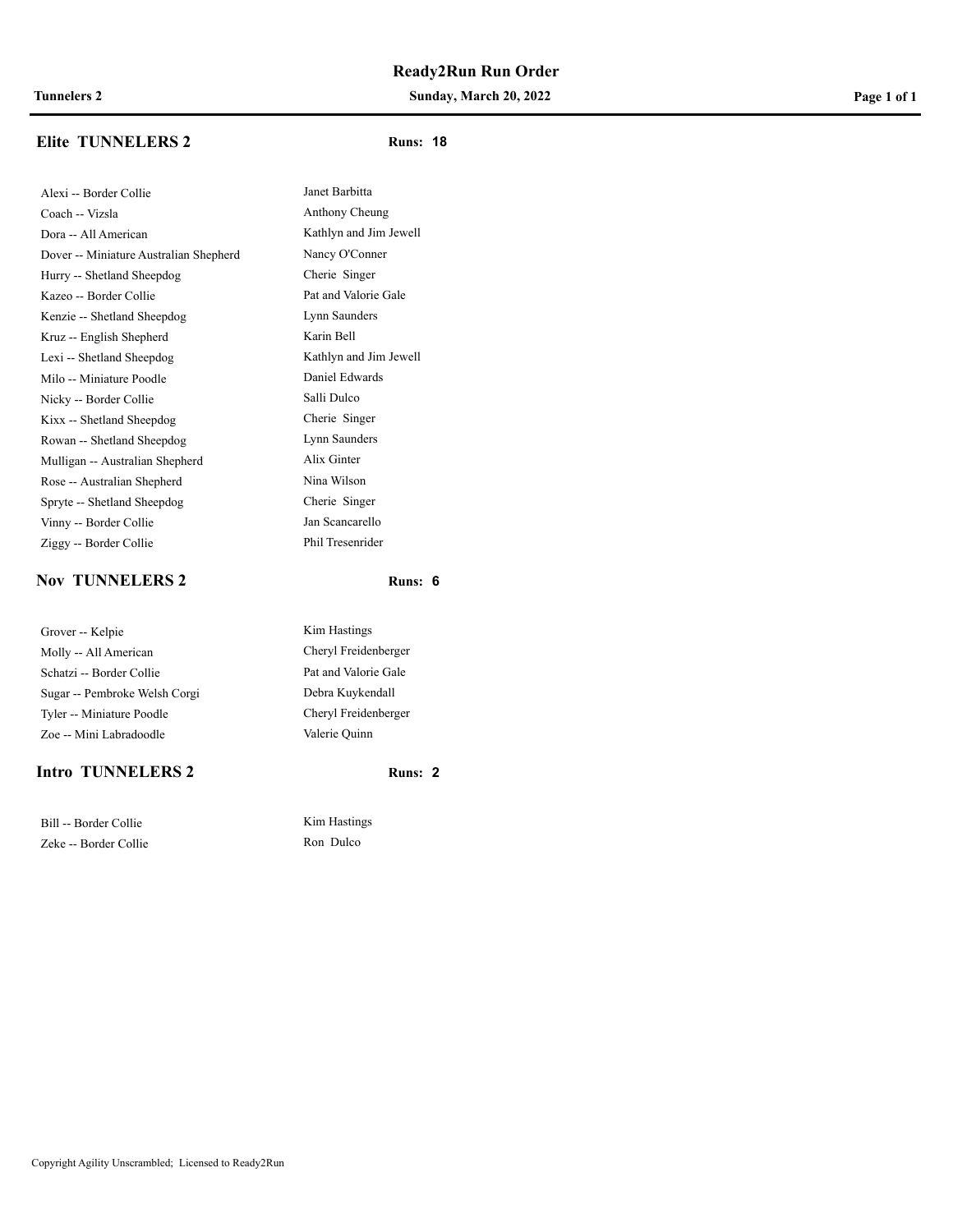# Ready2Run Run Order

**Tunnelers 2** — **Sunday, March 20, 2022**

## Elite TUNNELERS 2

**Runs: 18**

| | |
|---|---|
| Alexi -- Border Collie | Janet Barbitta |
| Coach -- Vizsla | Anthony Cheung |
| Dora -- All American | Kathlyn and Jim Jewell |
| Dover -- Miniature Australian Shepherd | Nancy O'Conner |
| Hurry -- Shetland Sheepdog | Cherie Singer |
| Kazeo -- Border Collie | Pat and Valorie Gale |
| Kenzie -- Shetland Sheepdog | Lynn Saunders |
| Kruz -- English Shepherd | Karin Bell |
| Lexi -- Shetland Sheepdog | Kathlyn and Jim Jewell |
| Milo -- Miniature Poodle | Daniel Edwards |
| Nicky -- Border Collie | Salli Dulco |
| Kixx -- Shetland Sheepdog | Cherie Singer |
| Rowan -- Shetland Sheepdog | Lynn Saunders |
| Mulligan -- Australian Shepherd | Alix Ginter |
| Rose -- Australian Shepherd | Nina Wilson |
| Spryte -- Shetland Sheepdog | Cherie Singer |
| Vinny -- Border Collie | Jan Scancarello |
| Ziggy -- Border Collie | Phil Tresenrider |

## Nov TUNNELERS 2

**Runs: 6**

| | |
|---|---|
| Grover -- Kelpie | Kim Hastings |
| Molly -- All American | Cheryl Freidenberger |
| Schatzi -- Border Collie | Pat and Valorie Gale |
| Sugar -- Pembroke Welsh Corgi | Debra Kuykendall |
| Tyler -- Miniature Poodle | Cheryl Freidenberger |
| Zoe -- Mini Labradoodle | Valerie Quinn |

## Intro TUNNELERS 2

**Runs: 2**

| | |
|---|---|
| Bill -- Border Collie | Kim Hastings |
| Zeke -- Border Collie | Ron Dulco |

Copyright Agility Unscrambled; Licensed to Ready2Run